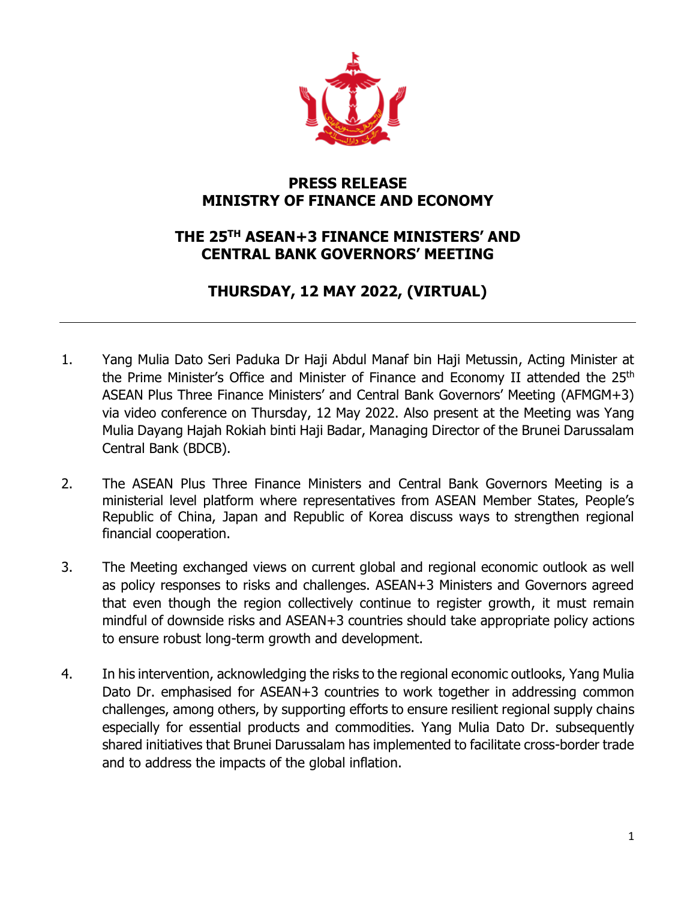# PRESS RELEASE
# MINISTRY OF FINANCE AND ECONOMY

## THE 25TH ASEAN+3 FINANCE MINISTERS' AND CENTRAL BANK GOVERNORS' MEETING

## THURSDAY, 12 MAY 2022, (VIRTUAL)

---

1. Yang Mulia Dato Seri Paduka Dr Haji Abdul Manaf bin Haji Metussin, Acting Minister at the Prime Minister's Office and Minister of Finance and Economy II attended the 25th ASEAN Plus Three Finance Ministers' and Central Bank Governors' Meeting (AFMGM+3) via video conference on Thursday, 12 May 2022. Also present at the Meeting was Yang Mulia Dayang Hajah Rokiah binti Haji Badar, Managing Director of the Brunei Darussalam Central Bank (BDCB).

2. The ASEAN Plus Three Finance Ministers and Central Bank Governors Meeting is a ministerial level platform where representatives from ASEAN Member States, People's Republic of China, Japan and Republic of Korea discuss ways to strengthen regional financial cooperation.

3. The Meeting exchanged views on current global and regional economic outlook as well as policy responses to risks and challenges. ASEAN+3 Ministers and Governors agreed that even though the region collectively continue to register growth, it must remain mindful of downside risks and ASEAN+3 countries should take appropriate policy actions to ensure robust long-term growth and development.

4. In his intervention, acknowledging the risks to the regional economic outlooks, Yang Mulia Dato Dr. emphasised for ASEAN+3 countries to work together in addressing common challenges, among others, by supporting efforts to ensure resilient regional supply chains especially for essential products and commodities. Yang Mulia Dato Dr. subsequently shared initiatives that Brunei Darussalam has implemented to facilitate cross-border trade and to address the impacts of the global inflation.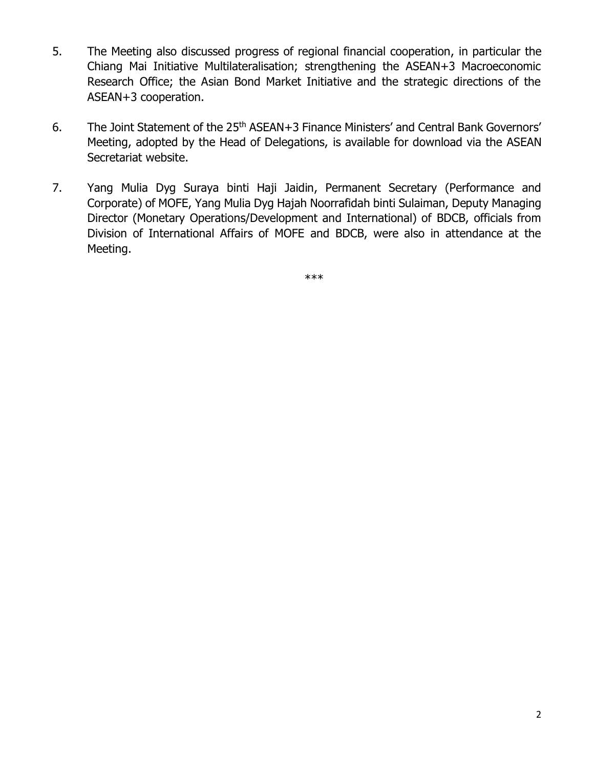5. The Meeting also discussed progress of regional financial cooperation, in particular the Chiang Mai Initiative Multilateralisation; strengthening the ASEAN+3 Macroeconomic Research Office; the Asian Bond Market Initiative and the strategic directions of the ASEAN+3 cooperation.

6. The Joint Statement of the 25th ASEAN+3 Finance Ministers' and Central Bank Governors' Meeting, adopted by the Head of Delegations, is available for download via the ASEAN Secretariat website.

7. Yang Mulia Dyg Suraya binti Haji Jaidin, Permanent Secretary (Performance and Corporate) of MOFE, Yang Mulia Dyg Hajah Noorrafidah binti Sulaiman, Deputy Managing Director (Monetary Operations/Development and International) of BDCB, officials from Division of International Affairs of MOFE and BDCB, were also in attendance at the Meeting.

***